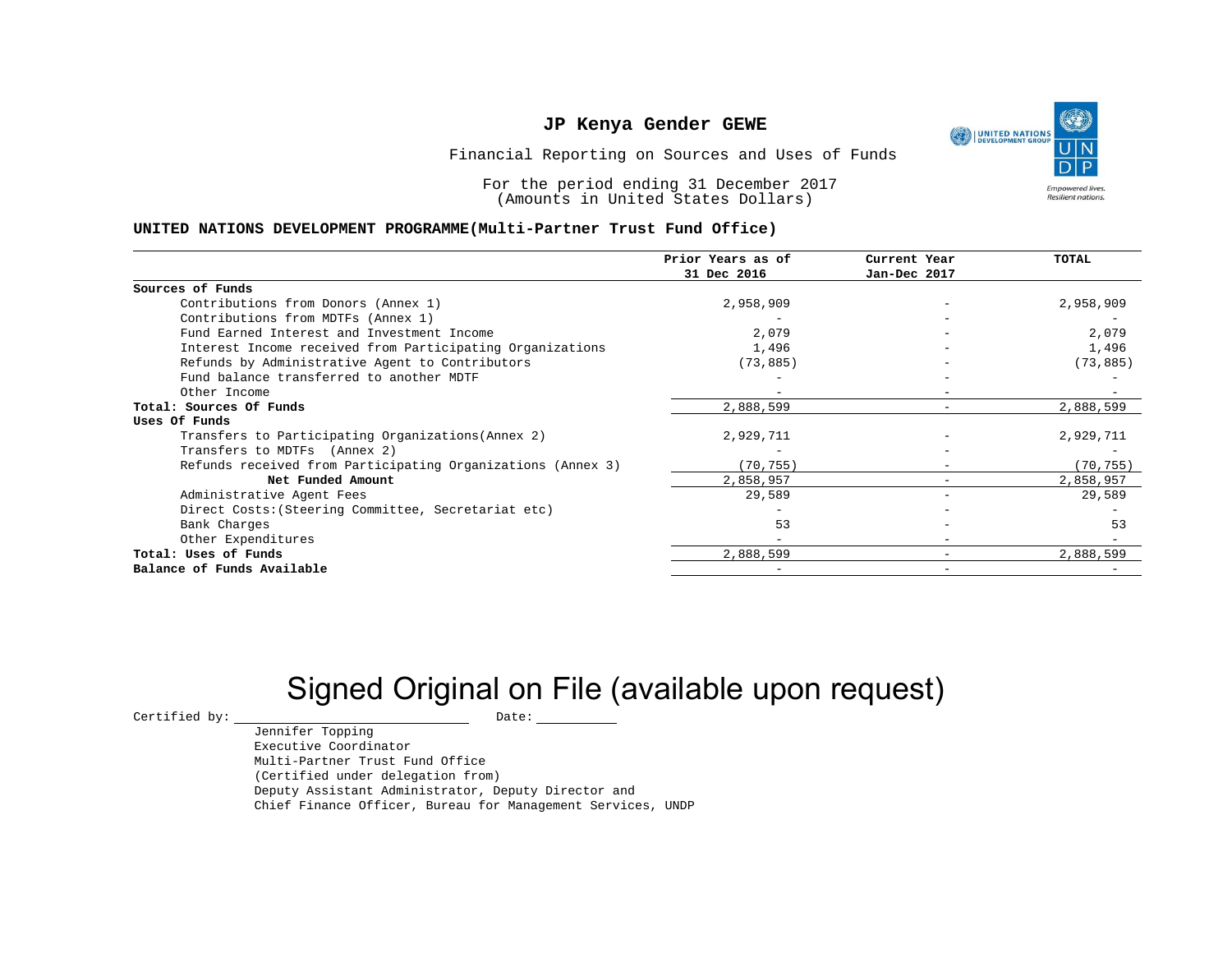# JP Kenya Gender GEWE

Financial Reporting on Sources and Uses of Funds

For the period ending 31 December 2017
(Amounts in United States Dollars)

**UNITED NATIONS DEVELOPMENT PROGRAMME(Multi-Partner Trust Fund Office)**

| | Prior Years as of 31 Dec 2016 | Current Year Jan-Dec 2017 | TOTAL |
|---|---|---|---|
| **Sources of Funds** | | | |
| Contributions from Donors (Annex 1) | 2,958,909 | - | 2,958,909 |
| Contributions from MDTFs (Annex 1) | - | - | - |
| Fund Earned Interest and Investment Income | 2,079 | - | 2,079 |
| Interest Income received from Participating Organizations | 1,496 | - | 1,496 |
| Refunds by Administrative Agent to Contributors | (73,885) | - | (73,885) |
| Fund balance transferred to another MDTF | - | - | - |
| Other Income | - | - | - |
| **Total: Sources Of Funds** | 2,888,599 | - | 2,888,599 |
| **Uses Of Funds** | | | |
| Transfers to Participating Organizations(Annex 2) | 2,929,711 | - | 2,929,711 |
| Transfers to MDTFs (Annex 2) | - | - | - |
| Refunds received from Participating Organizations (Annex 3) | (70,755) | - | (70,755) |
| **Net Funded Amount** | 2,858,957 | - | 2,858,957 |
| Administrative Agent Fees | 29,589 | - | 29,589 |
| Direct Costs:(Steering Committee, Secretariat etc) | - | - | - |
| Bank Charges | 53 | - | 53 |
| Other Expenditures | - | - | - |
| **Total: Uses of Funds** | 2,888,599 | - | 2,888,599 |
| **Balance of Funds Available** | - | - | - |

Signed Original on File (available upon request)

Certified by: \_\_\_\_\_\_\_\_\_\_\_\_\_\_\_\_\_\_\_\_\_\_\_\_ Date: \_\_\_\_\_\_\_\_\_\_

Jennifer Topping
Executive Coordinator
Multi-Partner Trust Fund Office
(Certified under delegation from)
Deputy Assistant Administrator, Deputy Director and
Chief Finance Officer, Bureau for Management Services, UNDP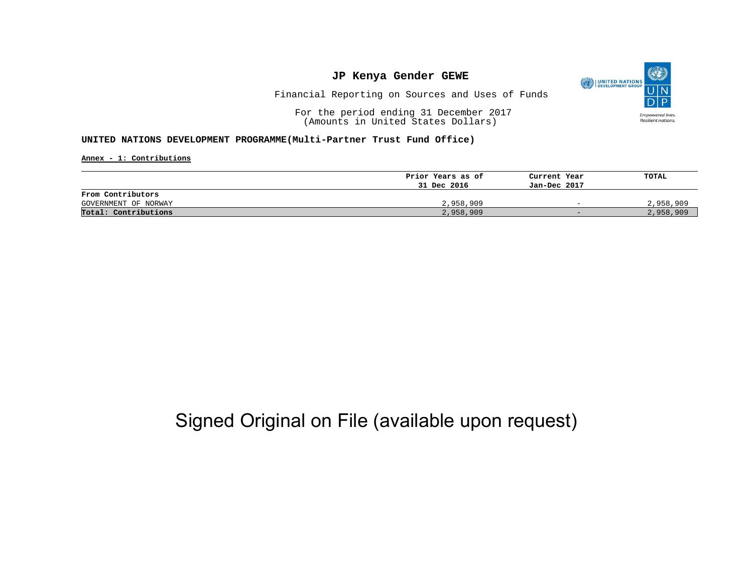# JP Kenya Gender GEWE

Financial Reporting on Sources and Uses of Funds

For the period ending 31 December 2017
(Amounts in United States Dollars)

**UNITED NATIONS DEVELOPMENT PROGRAMME(Multi-Partner Trust Fund Office)**

**Annex - 1: Contributions**

| | Prior Years as of 31 Dec 2016 | Current Year Jan-Dec 2017 | TOTAL |
|---|---|---|---|
| **From Contributors** | | | |
| GOVERNMENT OF NORWAY | 2,958,909 | - | 2,958,909 |
| **Total: Contributions** | 2,958,909 | - | 2,958,909 |

Signed Original on File (available upon request)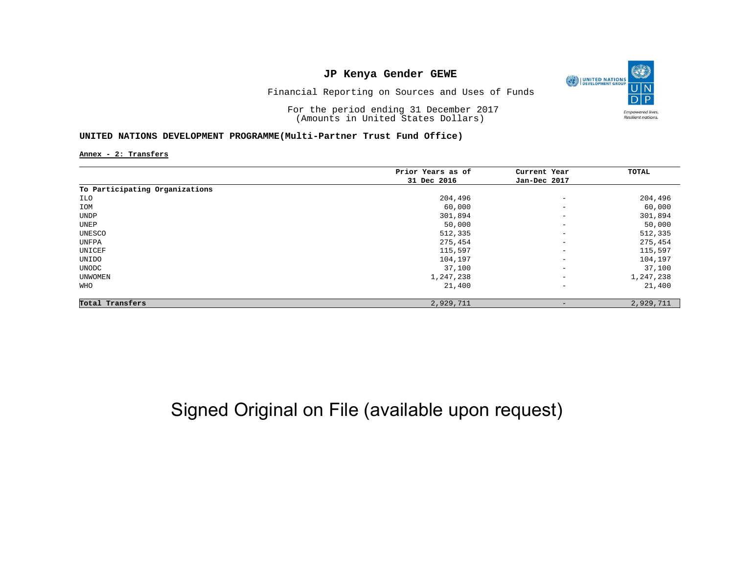# JP Kenya Gender GEWE

Financial Reporting on Sources and Uses of Funds

For the period ending 31 December 2017
(Amounts in United States Dollars)

**UNITED NATIONS DEVELOPMENT PROGRAMME(Multi-Partner Trust Fund Office)**

Annex - 2: Transfers

| | Prior Years as of 31 Dec 2016 | Current Year Jan-Dec 2017 | TOTAL |
|---|---|---|---|
| **To Participating Organizations** | | | |
| ILO | 204,496 | - | 204,496 |
| IOM | 60,000 | - | 60,000 |
| UNDP | 301,894 | - | 301,894 |
| UNEP | 50,000 | - | 50,000 |
| UNESCO | 512,335 | - | 512,335 |
| UNFPA | 275,454 | - | 275,454 |
| UNICEF | 115,597 | - | 115,597 |
| UNIDO | 104,197 | - | 104,197 |
| UNODC | 37,100 | - | 37,100 |
| UNWOMEN | 1,247,238 | - | 1,247,238 |
| WHO | 21,400 | - | 21,400 |
| **Total Transfers** | 2,929,711 | - | 2,929,711 |

Signed Original on File (available upon request)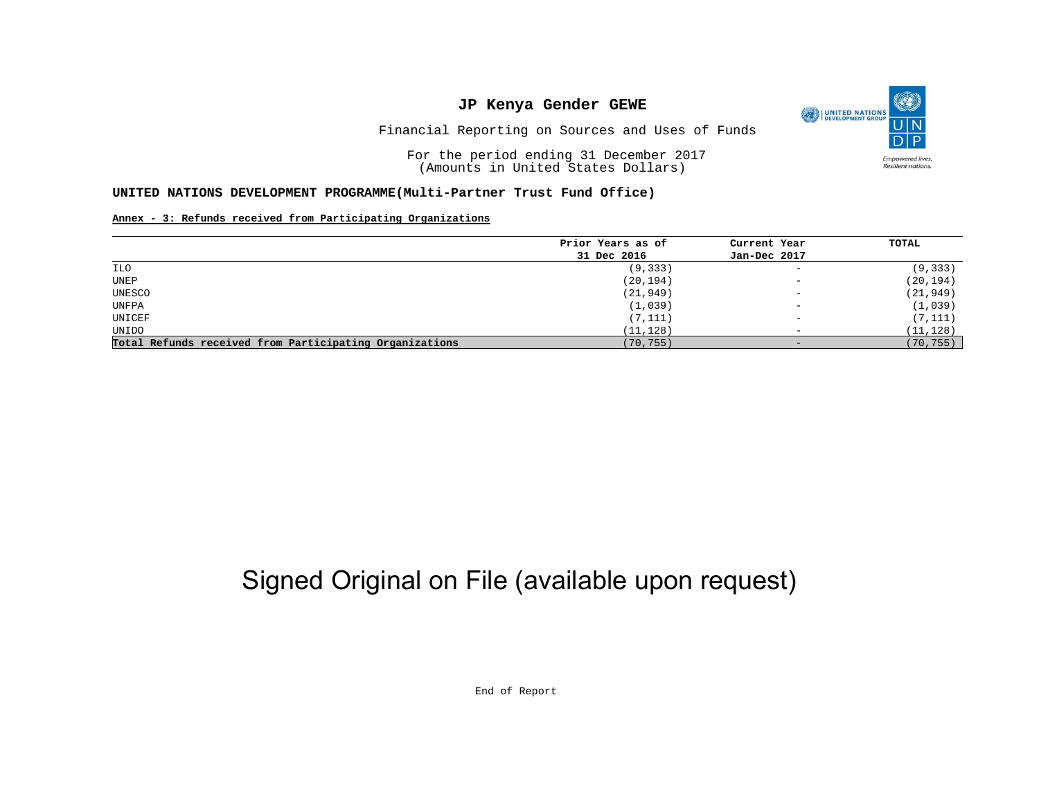# JP Kenya Gender GEWE

Financial Reporting on Sources and Uses of Funds

For the period ending 31 December 2017
(Amounts in United States Dollars)

**UNITED NATIONS DEVELOPMENT PROGRAMME(Multi-Partner Trust Fund Office)**

**Annex - 3: Refunds received from Participating Organizations**

| | Prior Years as of 31 Dec 2016 | Current Year Jan-Dec 2017 | TOTAL |
|---|---|---|---|
| ILO | (9,333) | - | (9,333) |
| UNEP | (20,194) | - | (20,194) |
| UNESCO | (21,949) | - | (21,949) |
| UNFPA | (1,039) | - | (1,039) |
| UNICEF | (7,111) | - | (7,111) |
| UNIDO | (11,128) | - | (11,128) |
| **Total Refunds received from Participating Organizations** | (70,755) | - | (70,755) |

Signed Original on File (available upon request)

End of Report